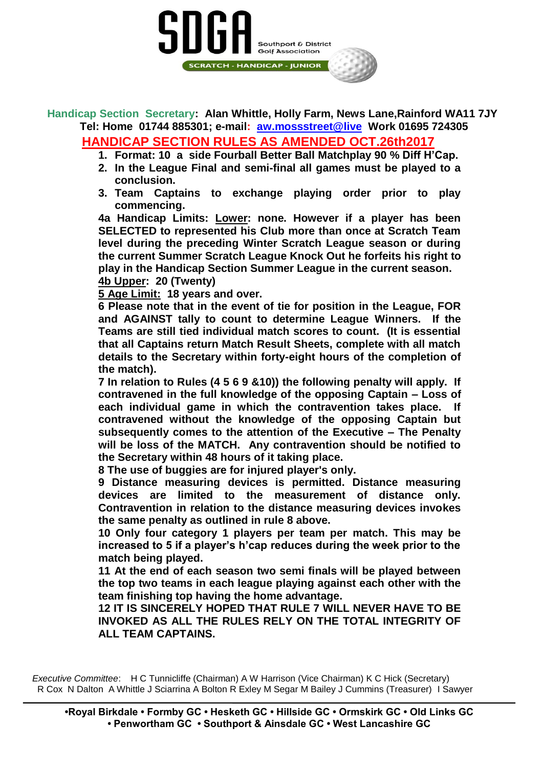# SDGA

Southport & District Golf Association

SCRATCH - HANDICAP - JUNIOR

**Handicap Section Secretary: Alan Whittle, Holly Farm, News Lane,Rainford WA11 7JY**
**Tel: Home 01744 885301; e-mail: aw.mossstreet@live Work 01695 724305**

## HANDICAP SECTION RULES AS AMENDED OCT.26th2017

1. **Format: 10 a side Fourball Better Ball Matchplay 90 % Diff H'Cap.**
2. **In the League Final and semi-final all games must be played to a conclusion.**
3. **Team Captains to exchange playing order prior to play commencing.**

**4a Handicap Limits: Lower: none. However if a player has been SELECTED to represented his Club more than once at Scratch Team level during the preceding Winter Scratch League season or during the current Summer Scratch League Knock Out he forfeits his right to play in the Handicap Section Summer League in the current season.**

**4b Upper: 20 (Twenty)**

**5 Age Limit: 18 years and over.**

**6 Please note that in the event of tie for position in the League, FOR and AGAINST tally to count to determine League Winners. If the Teams are still tied individual match scores to count. (It is essential that all Captains return Match Result Sheets, complete with all match details to the Secretary within forty-eight hours of the completion of the match).**

**7 In relation to Rules (4 5 6 9 &10)) the following penalty will apply. If contravened in the full knowledge of the opposing Captain – Loss of each individual game in which the contravention takes place. If contravened without the knowledge of the opposing Captain but subsequently comes to the attention of the Executive – The Penalty will be loss of the MATCH. Any contravention should be notified to the Secretary within 48 hours of it taking place.**

**8 The use of buggies are for injured player's only.**

**9 Distance measuring devices is permitted. Distance measuring devices are limited to the measurement of distance only. Contravention in relation to the distance measuring devices invokes the same penalty as outlined in rule 8 above.**

**10 Only four category 1 players per team per match. This may be increased to 5 if a player's h'cap reduces during the week prior to the match being played.**

**11 At the end of each season two semi finals will be played between the top two teams in each league playing against each other with the team finishing top having the home advantage.**

**12 IT IS SINCERELY HOPED THAT RULE 7 WILL NEVER HAVE TO BE INVOKED AS ALL THE RULES RELY ON THE TOTAL INTEGRITY OF ALL TEAM CAPTAINS.**

*Executive Committee*: H C Tunnicliffe (Chairman) A W Harrison (Vice Chairman) K C Hick (Secretary) R Cox N Dalton A Whittle J Sciarrina A Bolton R Exley M Segar M Bailey J Cummins (Treasurer) I Sawyer

**•Royal Birkdale • Formby GC • Hesketh GC • Hillside GC • Ormskirk GC • Old Links GC • Penwortham GC • Southport & Ainsdale GC • West Lancashire GC**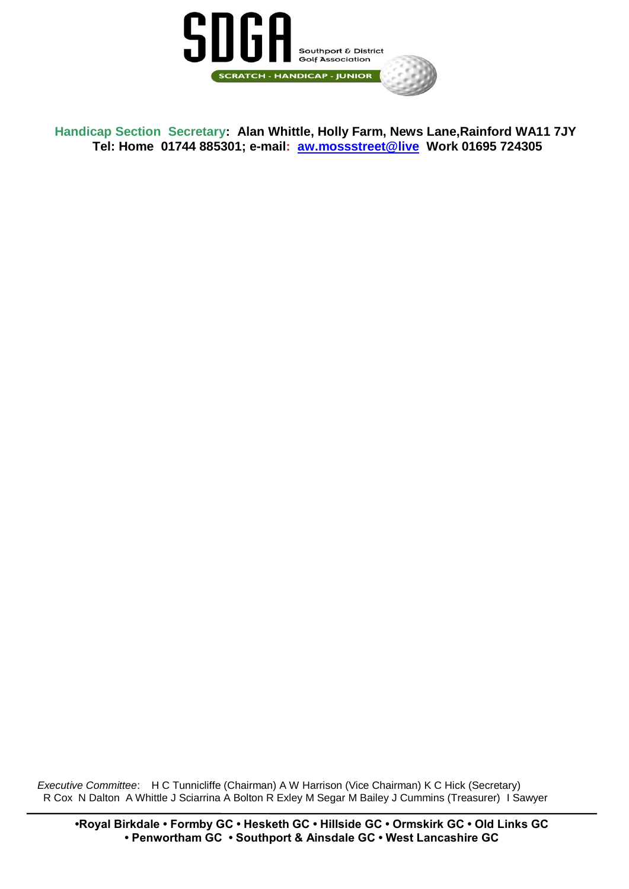**SDGA** Southport & District Golf Association

SCRATCH - HANDICAP - JUNIOR

**Handicap Section Secretary: Alan Whittle, Holly Farm, News Lane,Rainford WA11 7JY**
**Tel: Home 01744 885301; e-mail: aw.mossstreet@live Work 01695 724305**

*Executive Committee*: H C Tunnicliffe (Chairman) A W Harrison (Vice Chairman) K C Hick (Secretary) R Cox N Dalton A Whittle J Sciarrina A Bolton R Exley M Segar M Bailey J Cummins (Treasurer) I Sawyer

**•Royal Birkdale • Formby GC • Hesketh GC • Hillside GC • Ormskirk GC • Old Links GC • Penwortham GC • Southport & Ainsdale GC • West Lancashire GC**